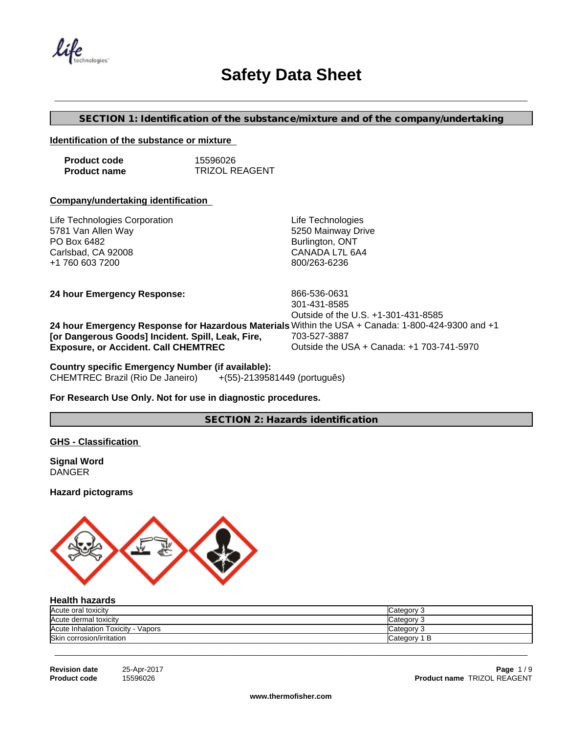# Safety Data Sheet

## SECTION 1: Identification of the substance/mixture and of the company/undertaking

### Identification of the substance or mixture

**Product code** 15596026
**Product name** TRIZOL REAGENT

### Company/undertaking identification

Life Technologies Corporation
5781 Van Allen Way
PO Box 6482
Carlsbad, CA 92008
+1 760 603 7200

Life Technologies
5250 Mainway Drive
Burlington, ONT
CANADA L7L 6A4
800/263-6236

**24 hour Emergency Response:** 866-536-0631
301-431-8585
Outside of the U.S. +1-301-431-8585

**24 hour Emergency Response for Hazardous Materials [or Dangerous Goods] Incident. Spill, Leak, Fire, Exposure, or Accident. Call CHEMTREC** Within the USA + Canada: 1-800-424-9300 and +1 703-527-3887
Outside the USA + Canada: +1 703-741-5970

**Country specific Emergency Number (if available):**
CHEMTREC Brazil (Rio De Janeiro) +(55)-2139581449 (português)

**For Research Use Only. Not for use in diagnostic procedures.**

## SECTION 2: Hazards identification

### GHS - Classification

**Signal Word**
DANGER

**Hazard pictograms**

**Health hazards**

| Acute oral toxicity | Category 3 |
|---|---|
| Acute dermal toxicity | Category 3 |
| Acute Inhalation Toxicity - Vapors | Category 3 |
| Skin corrosion/irritation | Category 1 B |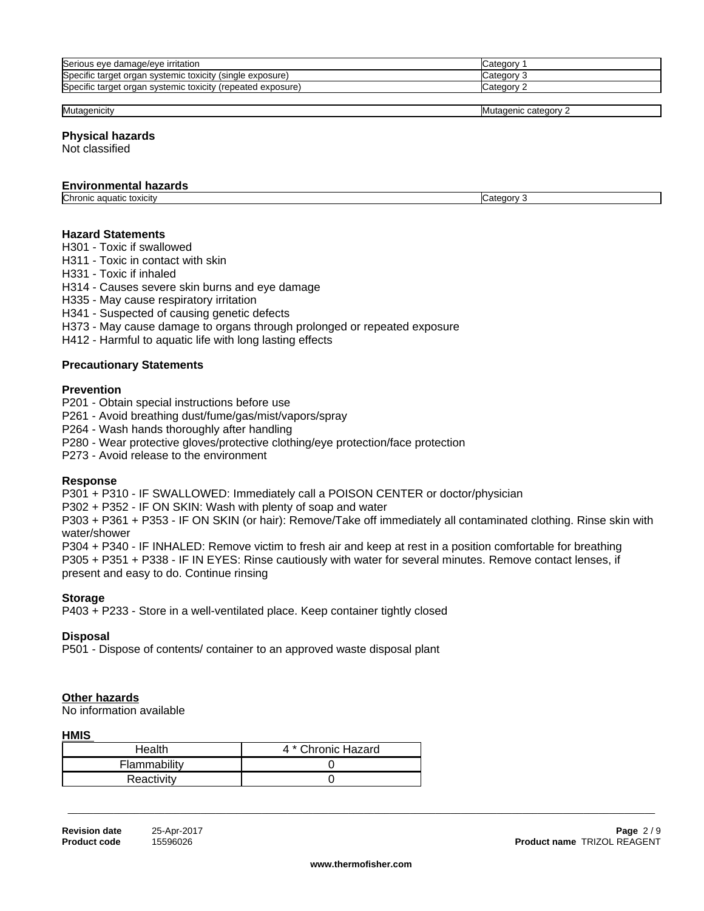| | |
|---|---|
| Serious eye damage/eye irritation | Category 1 |
| Specific target organ systemic toxicity (single exposure) | Category 3 |
| Specific target organ systemic toxicity (repeated exposure) | Category 2 |

| | |
|---|---|
| Mutagenicity | Mutagenic category 2 |

**Physical hazards**
Not classified

**Environmental hazards**

| | |
|---|---|
| Chronic aquatic toxicity | Category 3 |

**Hazard Statements**

H301 - Toxic if swallowed
H311 - Toxic in contact with skin
H331 - Toxic if inhaled
H314 - Causes severe skin burns and eye damage
H335 - May cause respiratory irritation
H341 - Suspected of causing genetic defects
H373 - May cause damage to organs through prolonged or repeated exposure
H412 - Harmful to aquatic life with long lasting effects

**Precautionary Statements**

**Prevention**

P201 - Obtain special instructions before use
P261 - Avoid breathing dust/fume/gas/mist/vapors/spray
P264 - Wash hands thoroughly after handling
P280 - Wear protective gloves/protective clothing/eye protection/face protection
P273 - Avoid release to the environment

**Response**

P301 + P310 - IF SWALLOWED: Immediately call a POISON CENTER or doctor/physician
P302 + P352 - IF ON SKIN: Wash with plenty of soap and water
P303 + P361 + P353 - IF ON SKIN (or hair): Remove/Take off immediately all contaminated clothing. Rinse skin with water/shower
P304 + P340 - IF INHALED: Remove victim to fresh air and keep at rest in a position comfortable for breathing
P305 + P351 + P338 - IF IN EYES: Rinse cautiously with water for several minutes. Remove contact lenses, if present and easy to do. Continue rinsing

**Storage**

P403 + P233 - Store in a well-ventilated place. Keep container tightly closed

**Disposal**

P501 - Dispose of contents/ container to an approved waste disposal plant

**Other hazards**

No information available

**HMIS**

| | |
|---|---|
| Health | 4 * Chronic Hazard |
| Flammability | 0 |
| Reactivity | 0 |

**Revision date** 25-Apr-2017
**Product code** 15596026
**Product name** TRIZOL REAGENT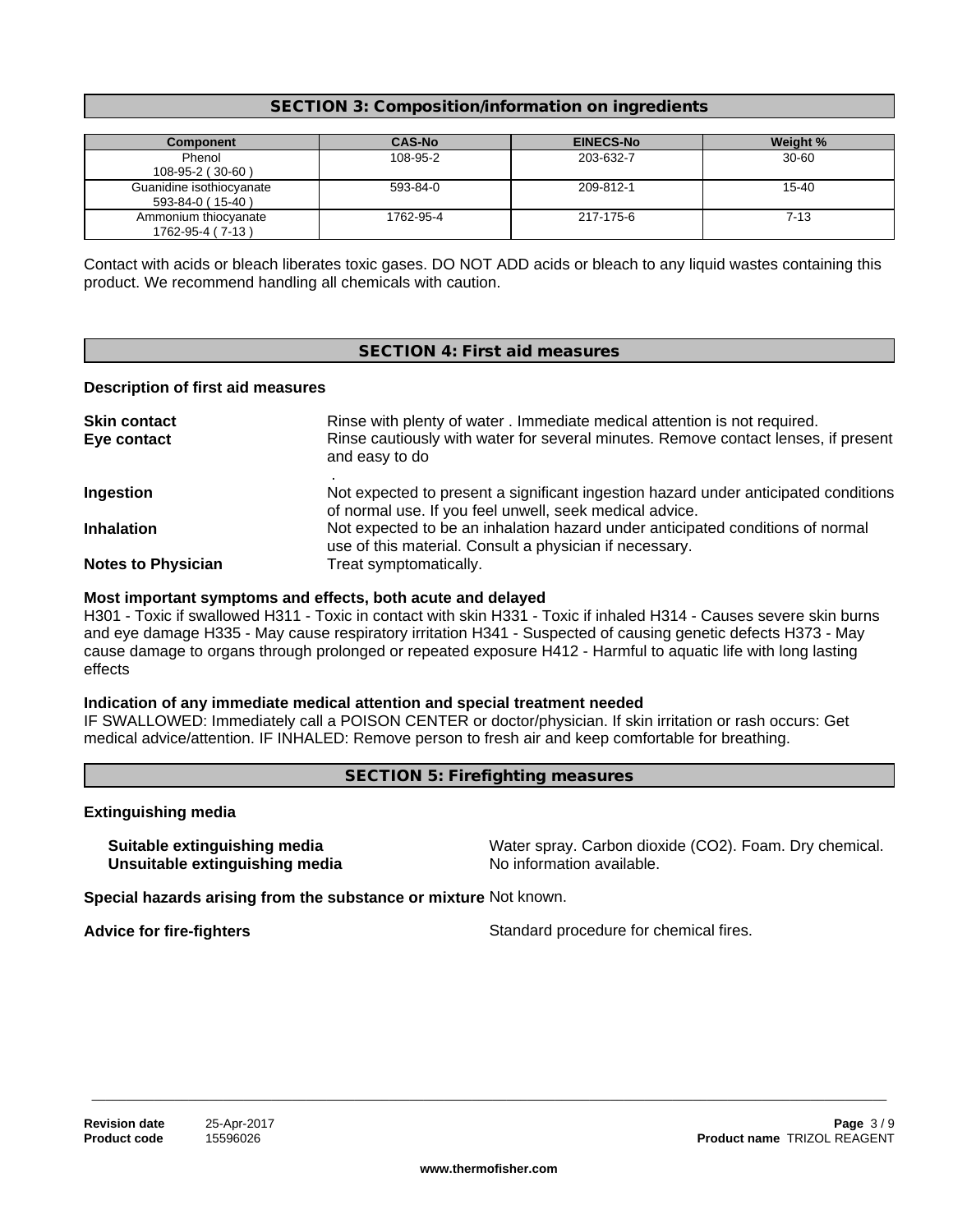## SECTION 3: Composition/information on ingredients

| Component | CAS-No | EINECS-No | Weight % |
|---|---|---|---|
| Phenol<br>108-95-2 ( 30-60 ) | 108-95-2 | 203-632-7 | 30-60 |
| Guanidine isothiocyanate<br>593-84-0 ( 15-40 ) | 593-84-0 | 209-812-1 | 15-40 |
| Ammonium thiocyanate<br>1762-95-4 ( 7-13 ) | 1762-95-4 | 217-175-6 | 7-13 |

Contact with acids or bleach liberates toxic gases. DO NOT ADD acids or bleach to any liquid wastes containing this product. We recommend handling all chemicals with caution.

## SECTION 4: First aid measures

**Description of first aid measures**

**Skin contact** Rinse with plenty of water . Immediate medical attention is not required.

**Eye contact** Rinse cautiously with water for several minutes. Remove contact lenses, if present and easy to do
.

**Ingestion** Not expected to present a significant ingestion hazard under anticipated conditions of normal use. If you feel unwell, seek medical advice.

**Inhalation** Not expected to be an inhalation hazard under anticipated conditions of normal use of this material. Consult a physician if necessary.

**Notes to Physician** Treat symptomatically.

**Most important symptoms and effects, both acute and delayed**

H301 - Toxic if swallowed H311 - Toxic in contact with skin H331 - Toxic if inhaled H314 - Causes severe skin burns and eye damage H335 - May cause respiratory irritation H341 - Suspected of causing genetic defects H373 - May cause damage to organs through prolonged or repeated exposure H412 - Harmful to aquatic life with long lasting effects

**Indication of any immediate medical attention and special treatment needed**

IF SWALLOWED: Immediately call a POISON CENTER or doctor/physician. If skin irritation or rash occurs: Get medical advice/attention. IF INHALED: Remove person to fresh air and keep comfortable for breathing.

## SECTION 5: Firefighting measures

**Extinguishing media**

**Suitable extinguishing media** Water spray. Carbon dioxide ($CO_2$). Foam. Dry chemical.

**Unsuitable extinguishing media** No information available.

**Special hazards arising from the substance or mixture** Not known.

**Advice for fire-fighters** Standard procedure for chemical fires.

**Revision date** 25-Apr-2017
**Product code** 15596026
**Product name** TRIZOL REAGENT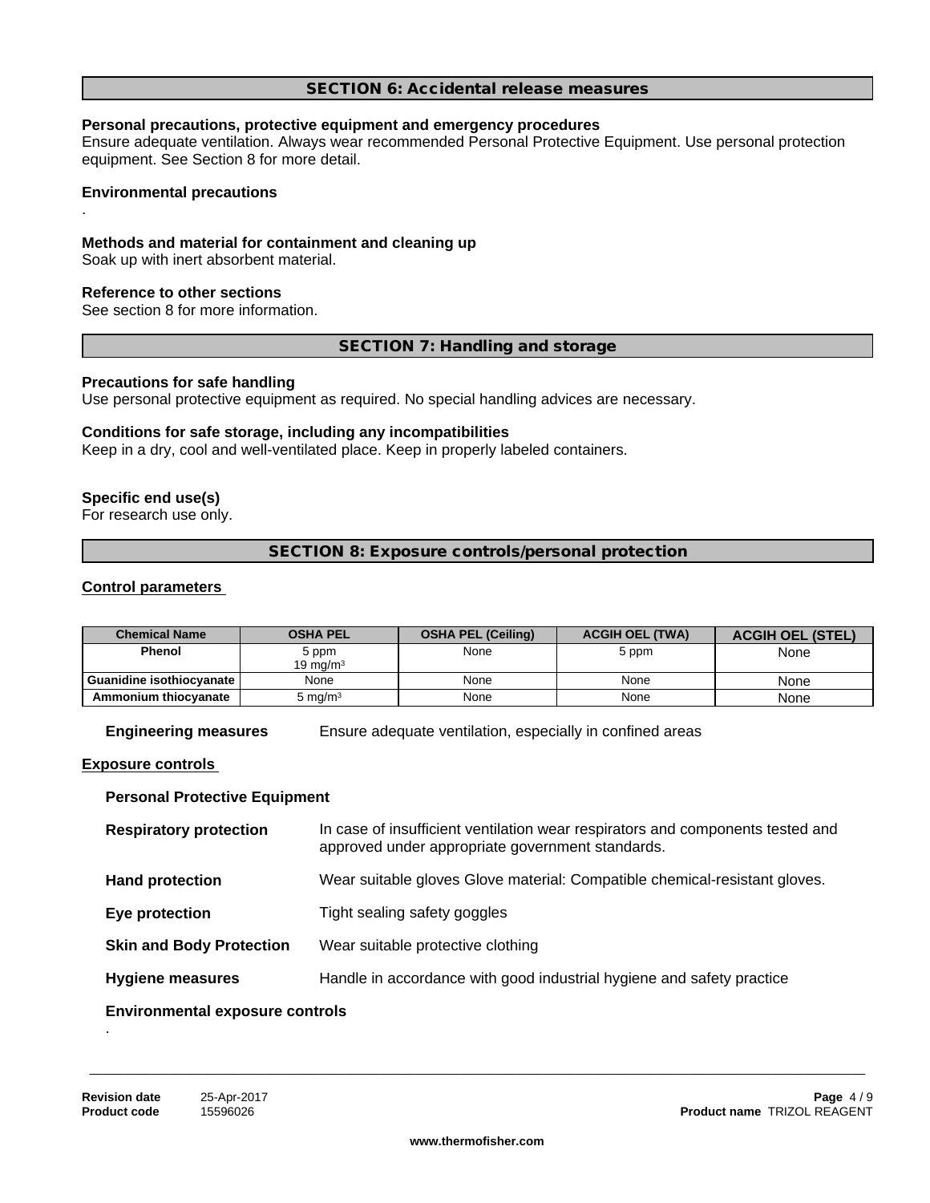## SECTION 6: Accidental release measures

**Personal precautions, protective equipment and emergency procedures**
Ensure adequate ventilation. Always wear recommended Personal Protective Equipment. Use personal protection equipment. See Section 8 for more detail.

**Environmental precautions**
.

**Methods and material for containment and cleaning up**
Soak up with inert absorbent material.

**Reference to other sections**
See section 8 for more information.

## SECTION 7: Handling and storage

**Precautions for safe handling**
Use personal protective equipment as required. No special handling advices are necessary.

**Conditions for safe storage, including any incompatibilities**
Keep in a dry, cool and well-ventilated place. Keep in properly labeled containers.

**Specific end use(s)**
For research use only.

## SECTION 8: Exposure controls/personal protection

**Control parameters**

| Chemical Name | OSHA PEL | OSHA PEL (Ceiling) | ACGIH OEL (TWA) | ACGIH OEL (STEL) |
|---|---|---|---|---|
| **Phenol** | 5 ppm<br>19 $mg/m^3$ | None | 5 ppm | None |
| **Guanidine isothiocyanate** | None | None | None | None |
| **Ammonium thiocyanate** | 5 $mg/m^3$ | None | None | None |

**Engineering measures** Ensure adequate ventilation, especially in confined areas

**Exposure controls**

**Personal Protective Equipment**

**Respiratory protection** In case of insufficient ventilation wear respirators and components tested and approved under appropriate government standards.

**Hand protection** Wear suitable gloves Glove material: Compatible chemical-resistant gloves.

**Eye protection** Tight sealing safety goggles

**Skin and Body Protection** Wear suitable protective clothing

**Hygiene measures** Handle in accordance with good industrial hygiene and safety practice

**Environmental exposure controls**
.

**Revision date** 25-Apr-2017
**Product code** 15596026
**Product name** TRIZOL REAGENT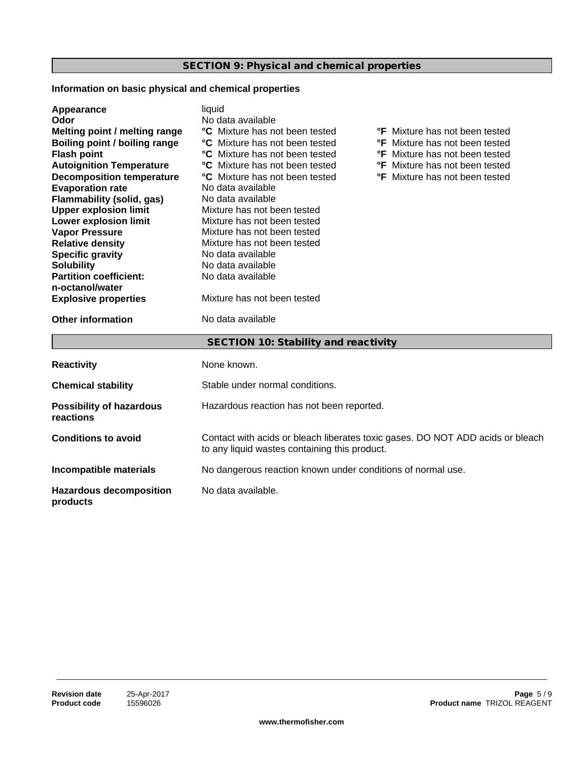## SECTION 9: Physical and chemical properties

**Information on basic physical and chemical properties**

| Property | °C | °F |
|---|---|---|
| **Appearance** | liquid | |
| **Odor** | No data available | |
| **Melting point / melting range** | **°C** Mixture has not been tested | **°F** Mixture has not been tested |
| **Boiling point / boiling range** | **°C** Mixture has not been tested | **°F** Mixture has not been tested |
| **Flash point** | **°C** Mixture has not been tested | **°F** Mixture has not been tested |
| **Autoignition Temperature** | **°C** Mixture has not been tested | **°F** Mixture has not been tested |
| **Decomposition temperature** | **°C** Mixture has not been tested | **°F** Mixture has not been tested |
| **Evaporation rate** | No data available | |
| **Flammability (solid, gas)** | No data available | |
| **Upper explosion limit** | Mixture has not been tested | |
| **Lower explosion limit** | Mixture has not been tested | |
| **Vapor Pressure** | Mixture has not been tested | |
| **Relative density** | Mixture has not been tested | |
| **Specific gravity** | No data available | |
| **Solubility** | No data available | |
| **Partition coefficient: n-octanol/water** | No data available | |
| **Explosive properties** | Mixture has not been tested | |
| **Other information** | No data available | |

## SECTION 10: Stability and reactivity

**Reactivity** None known.

**Chemical stability** Stable under normal conditions.

**Possibility of hazardous reactions** Hazardous reaction has not been reported.

**Conditions to avoid** Contact with acids or bleach liberates toxic gases. DO NOT ADD acids or bleach to any liquid wastes containing this product.

**Incompatible materials** No dangerous reaction known under conditions of normal use.

**Hazardous decomposition products** No data available.

**Revision date** 25-Apr-2017
**Product code** 15596026
**Product name** TRIZOL REAGENT

www.thermofisher.com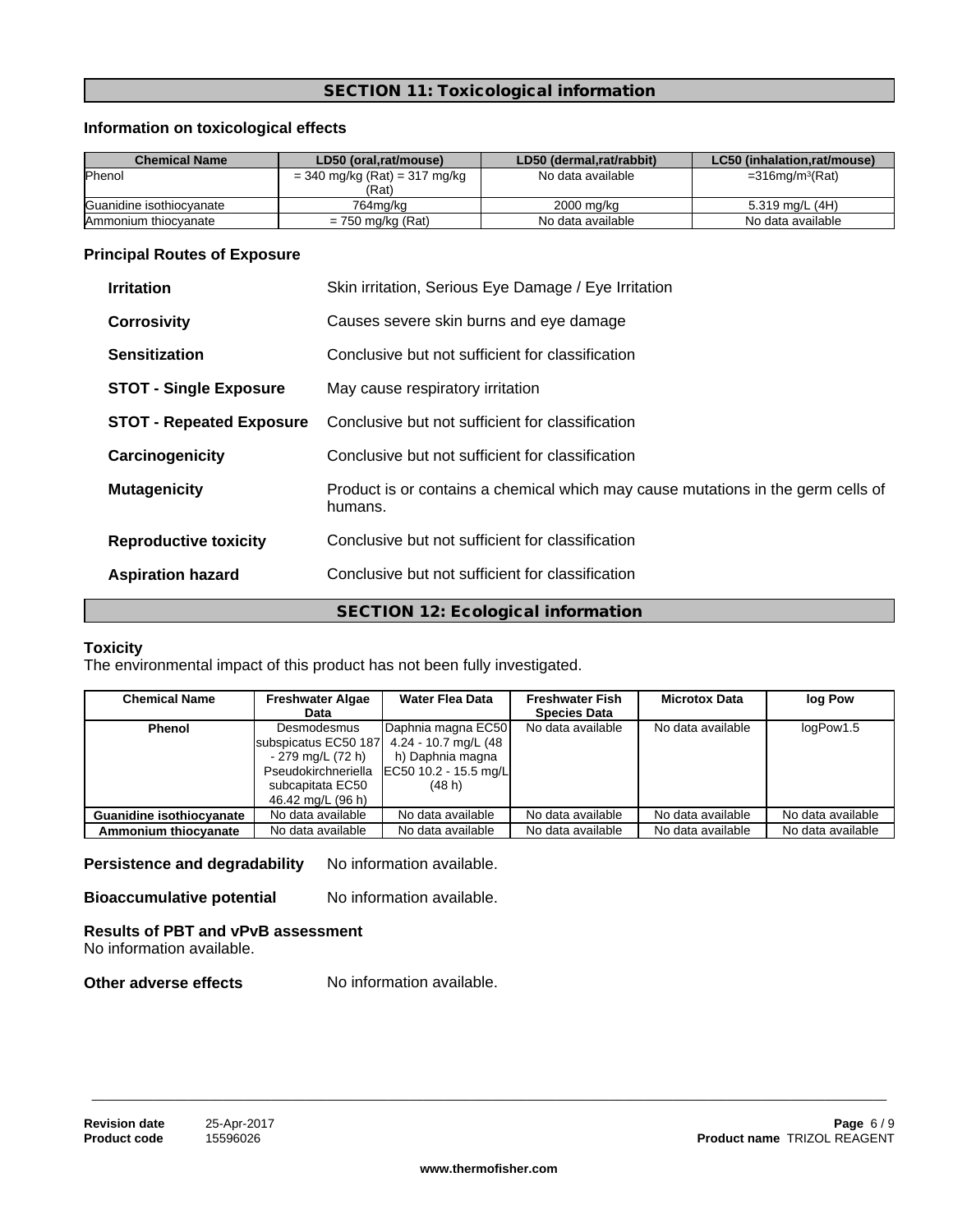## SECTION 11: Toxicological information

### Information on toxicological effects

| Chemical Name | LD50 (oral,rat/mouse) | LD50 (dermal,rat/rabbit) | LC50 (inhalation,rat/mouse) |
|---|---|---|---|
| Phenol | = 340 mg/kg (Rat) = 317 mg/kg (Rat) | No data available | =316mg/m³(Rat) |
| Guanidine isothiocyanate | 764mg/kg | 2000 mg/kg | 5.319 mg/L (4H) |
| Ammonium thiocyanate | = 750 mg/kg (Rat) | No data available | No data available |

### Principal Routes of Exposure

**Irritation** Skin irritation, Serious Eye Damage / Eye Irritation

**Corrosivity** Causes severe skin burns and eye damage

**Sensitization** Conclusive but not sufficient for classification

**STOT - Single Exposure** May cause respiratory irritation

**STOT - Repeated Exposure** Conclusive but not sufficient for classification

**Carcinogenicity** Conclusive but not sufficient for classification

**Mutagenicity** Product is or contains a chemical which may cause mutations in the germ cells of humans.

**Reproductive toxicity** Conclusive but not sufficient for classification

**Aspiration hazard** Conclusive but not sufficient for classification

## SECTION 12: Ecological information

### Toxicity

The environmental impact of this product has not been fully investigated.

| Chemical Name | Freshwater Algae Data | Water Flea Data | Freshwater Fish Species Data | Microtox Data | log Pow |
|---|---|---|---|---|---|
| **Phenol** | Desmodesmus subspicatus EC50 187 - 279 mg/L (72 h) Pseudokirchneriella subcapitata EC50 46.42 mg/L (96 h) | Daphnia magna EC50 4.24 - 10.7 mg/L (48 h) Daphnia magna EC50 10.2 - 15.5 mg/L (48 h) | No data available | No data available | logPow1.5 |
| **Guanidine isothiocyanate** | No data available | No data available | No data available | No data available | No data available |
| **Ammonium thiocyanate** | No data available | No data available | No data available | No data available | No data available |

**Persistence and degradability** No information available.

**Bioaccumulative potential** No information available.

**Results of PBT and vPvB assessment**
No information available.

**Other adverse effects** No information available.

**Revision date** 25-Apr-2017
**Product code** 15596026
**Product name** TRIZOL REAGENT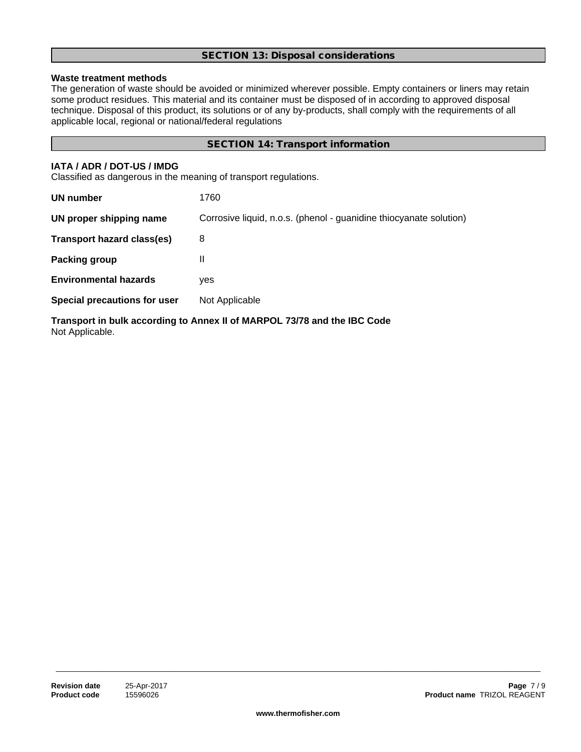## SECTION 13: Disposal considerations

**Waste treatment methods**

The generation of waste should be avoided or minimized wherever possible. Empty containers or liners may retain some product residues. This material and its container must be disposed of in according to approved disposal technique. Disposal of this product, its solutions or of any by-products, shall comply with the requirements of all applicable local, regional or national/federal regulations

## SECTION 14: Transport information

**IATA / ADR / DOT-US / IMDG**

Classified as dangerous in the meaning of transport regulations.

| | |
|---|---|
| **UN number** | 1760 |
| **UN proper shipping name** | Corrosive liquid, n.o.s. (phenol - guanidine thiocyanate solution) |
| **Transport hazard class(es)** | 8 |
| **Packing group** | II |
| **Environmental hazards** | yes |
| **Special precautions for user** | Not Applicable |

**Transport in bulk according to Annex II of MARPOL 73/78 and the IBC Code**

Not Applicable.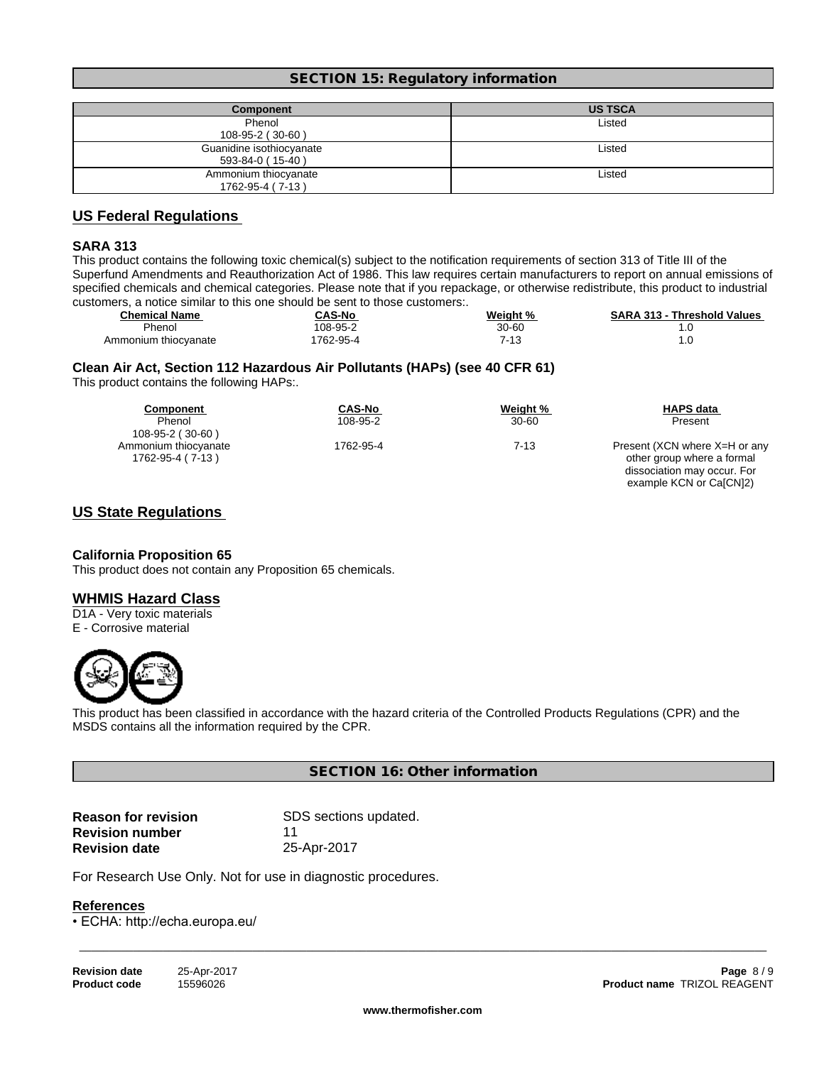## SECTION 15: Regulatory information

| Component | US TSCA |
| --- | --- |
| Phenol<br>108-95-2 ( 30-60 ) | Listed |
| Guanidine isothiocyanate<br>593-84-0 ( 15-40 ) | Listed |
| Ammonium thiocyanate<br>1762-95-4 ( 7-13 ) | Listed |

### US Federal Regulations

**SARA 313**

This product contains the following toxic chemical(s) subject to the notification requirements of section 313 of Title III of the Superfund Amendments and Reauthorization Act of 1986. This law requires certain manufacturers to report on annual emissions of specified chemicals and chemical categories. Please note that if you repackage, or otherwise redistribute, this product to industrial customers, a notice similar to this one should be sent to those customers:.

| Chemical Name | CAS-No | Weight % | SARA 313 - Threshold Values |
| --- | --- | --- | --- |
| Phenol | 108-95-2 | 30-60 | 1.0 |
| Ammonium thiocyanate | 1762-95-4 | 7-13 | 1.0 |

**Clean Air Act, Section 112 Hazardous Air Pollutants (HAPs) (see 40 CFR 61)**

This product contains the following HAPs:.

| Component | CAS-No | Weight % | HAPS data |
| --- | --- | --- | --- |
| Phenol<br>108-95-2 ( 30-60 ) | 108-95-2 | 30-60 | Present |
| Ammonium thiocyanate<br>1762-95-4 ( 7-13 ) | 1762-95-4 | 7-13 | Present (XCN where X=H or any other group where a formal dissociation may occur. For example KCN or Ca[CN]2) |

### US State Regulations

**California Proposition 65**

This product does not contain any Proposition 65 chemicals.

### WHMIS Hazard Class

D1A - Very toxic materials
E - Corrosive material

This product has been classified in accordance with the hazard criteria of the Controlled Products Regulations (CPR) and the MSDS contains all the information required by the CPR.

## SECTION 16: Other information

**Reason for revision** SDS sections updated.
**Revision number** 11
**Revision date** 25-Apr-2017

For Research Use Only. Not for use in diagnostic procedures.

**References**

- ECHA: http://echa.europa.eu/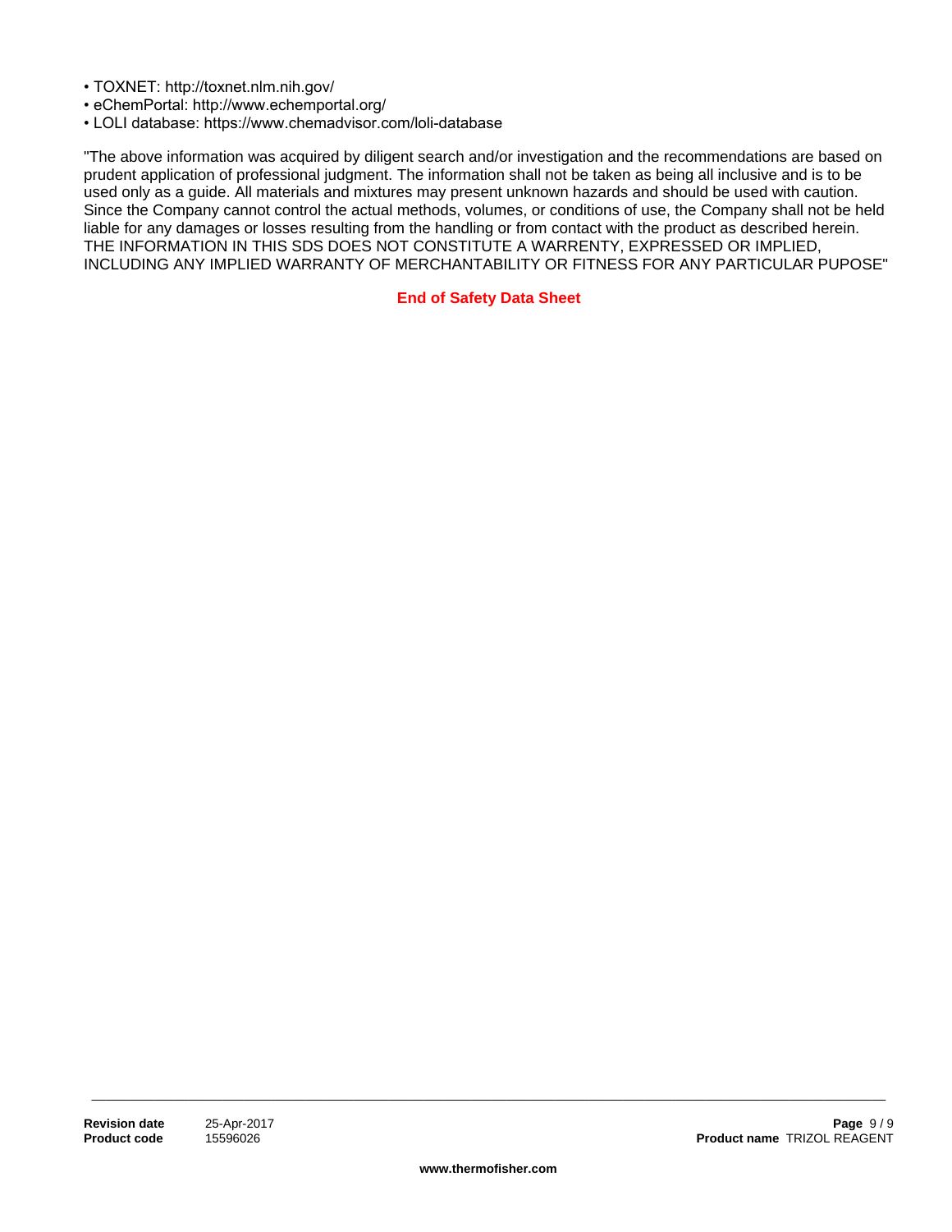- TOXNET: http://toxnet.nlm.nih.gov/
- eChemPortal: http://www.echemportal.org/
- LOLI database: https://www.chemadvisor.com/loli-database

"The above information was acquired by diligent search and/or investigation and the recommendations are based on prudent application of professional judgment. The information shall not be taken as being all inclusive and is to be used only as a guide. All materials and mixtures may present unknown hazards and should be used with caution. Since the Company cannot control the actual methods, volumes, or conditions of use, the Company shall not be held liable for any damages or losses resulting from the handling or from contact with the product as described herein. THE INFORMATION IN THIS SDS DOES NOT CONSTITUTE A WARRENTY, EXPRESSED OR IMPLIED, INCLUDING ANY IMPLIED WARRANTY OF MERCHANTABILITY OR FITNESS FOR ANY PARTICULAR PUPOSE"

**End of Safety Data Sheet**